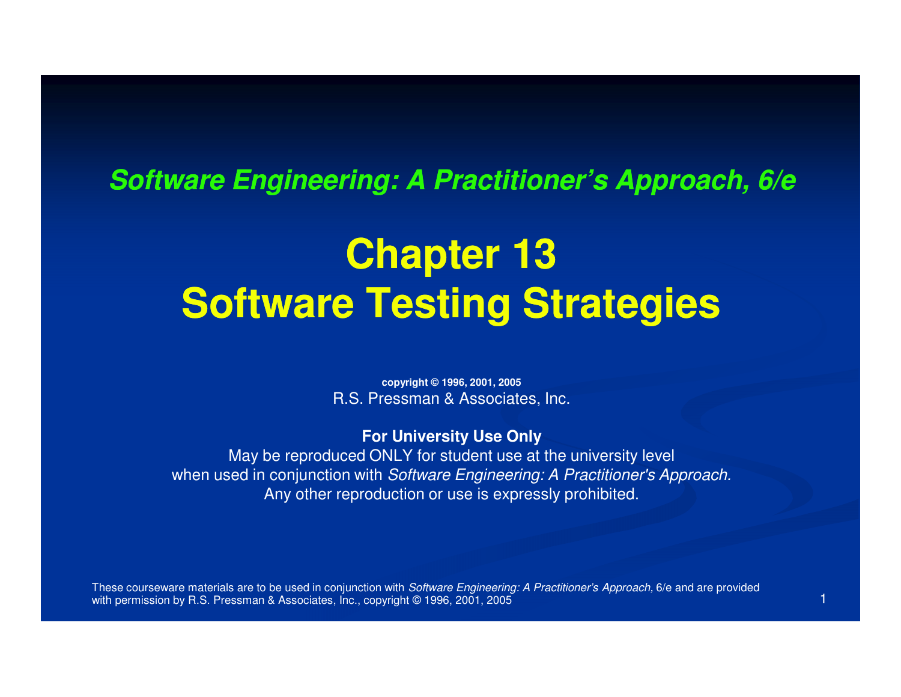***Software Engineering: A Practitioner's Approach, 6/e***

# Chapter 13
# Software Testing Strategies

**copyright © 1996, 2001, 2005**
R.S. Pressman & Associates, Inc.

**For University Use Only**
May be reproduced ONLY for student use at the university level
when used in conjunction with *Software Engineering: A Practitioner's Approach.*
Any other reproduction or use is expressly prohibited.

These courseware materials are to be used in conjunction with *Software Engineering: A Practitioner's Approach,* 6/e and are provided with permission by R.S. Pressman & Associates, Inc., copyright © 1996, 2001, 2005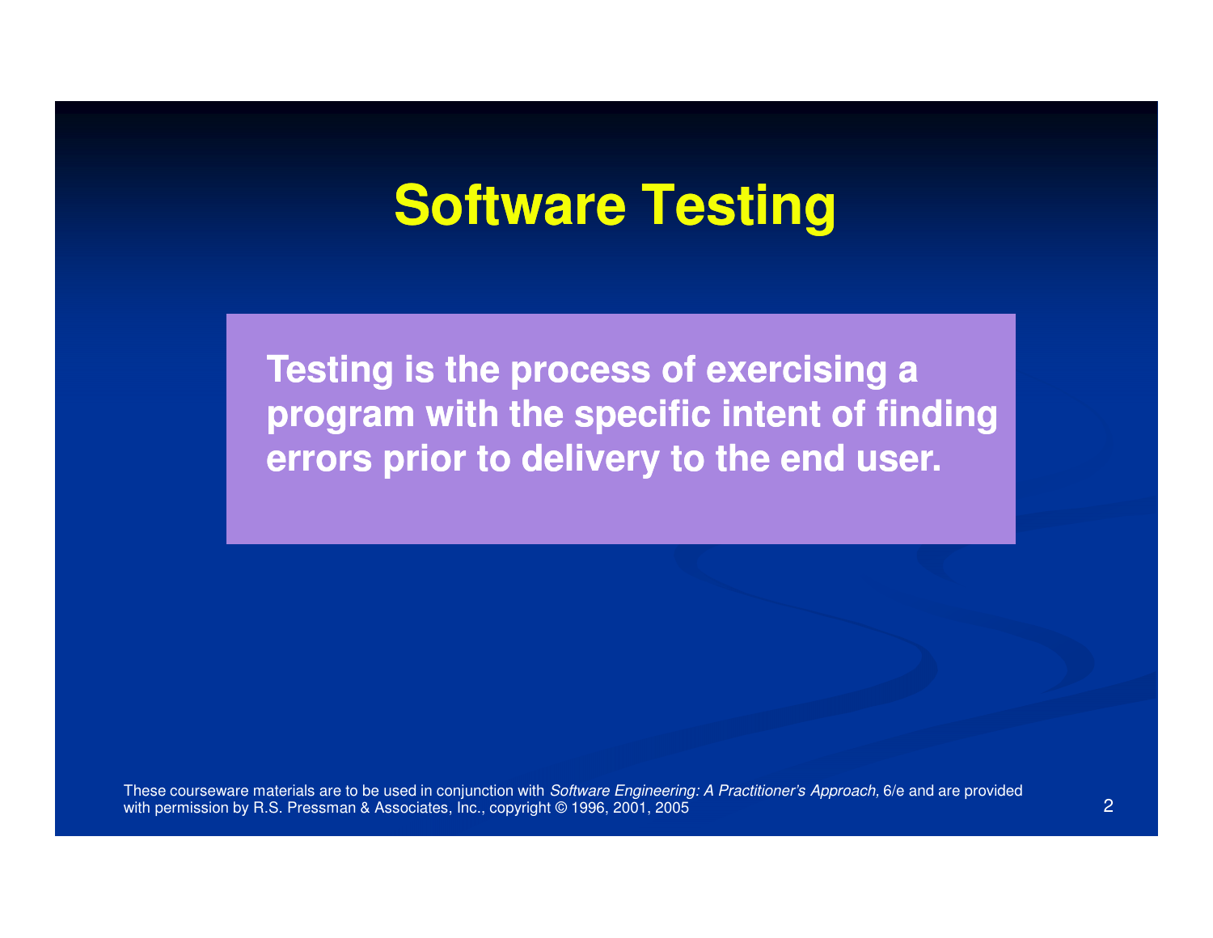# Software Testing

**Testing is the process of exercising a program with the specific intent of finding errors prior to delivery to the end user.**

These courseware materials are to be used in conjunction with *Software Engineering: A Practitioner's Approach,* 6/e and are provided with permission by R.S. Pressman & Associates, Inc., copyright © 1996, 2001, 2005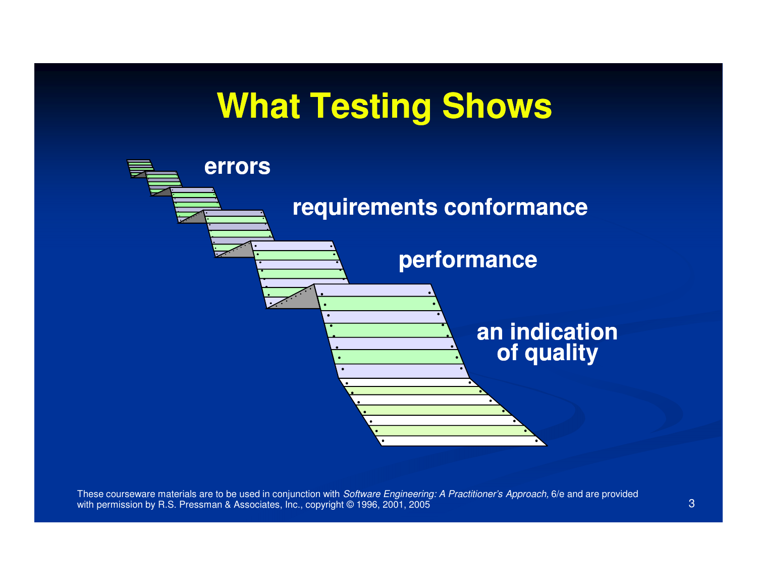# What Testing Shows

errors

requirements conformance

performance

an indication of quality

These courseware materials are to be used in conjunction with *Software Engineering: A Practitioner's Approach,* 6/e and are provided with permission by R.S. Pressman & Associates, Inc., copyright © 1996, 2001, 2005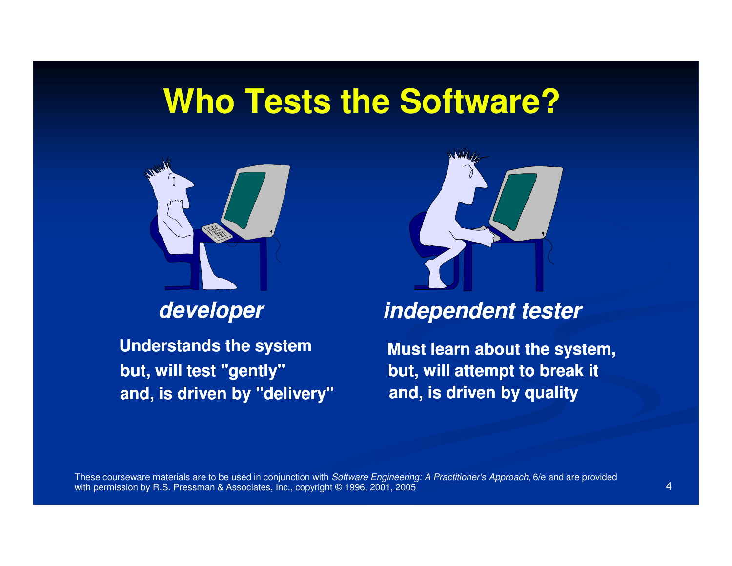# Who Tests the Software?

***developer***

**Understands the system**
**but, will test "gently"**
**and, is driven by "delivery"**

***independent tester***

**Must learn about the system,**
**but, will attempt to break it**
**and, is driven by quality**

These courseware materials are to be used in conjunction with *Software Engineering: A Practitioner's Approach,* 6/e and are provided with permission by R.S. Pressman & Associates, Inc., copyright © 1996, 2001, 2005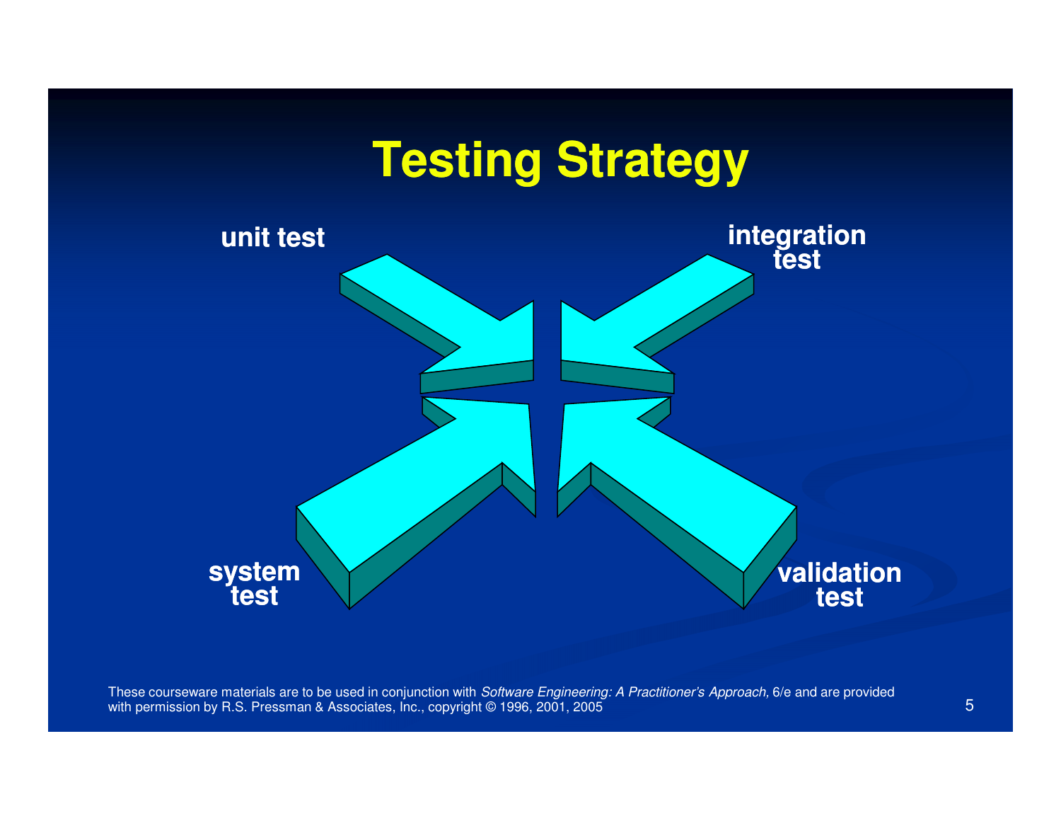# Testing Strategy

unit test

integration test

system test

validation test

These courseware materials are to be used in conjunction with *Software Engineering: A Practitioner's Approach,* 6/e and are provided with permission by R.S. Pressman & Associates, Inc., copyright © 1996, 2001, 2005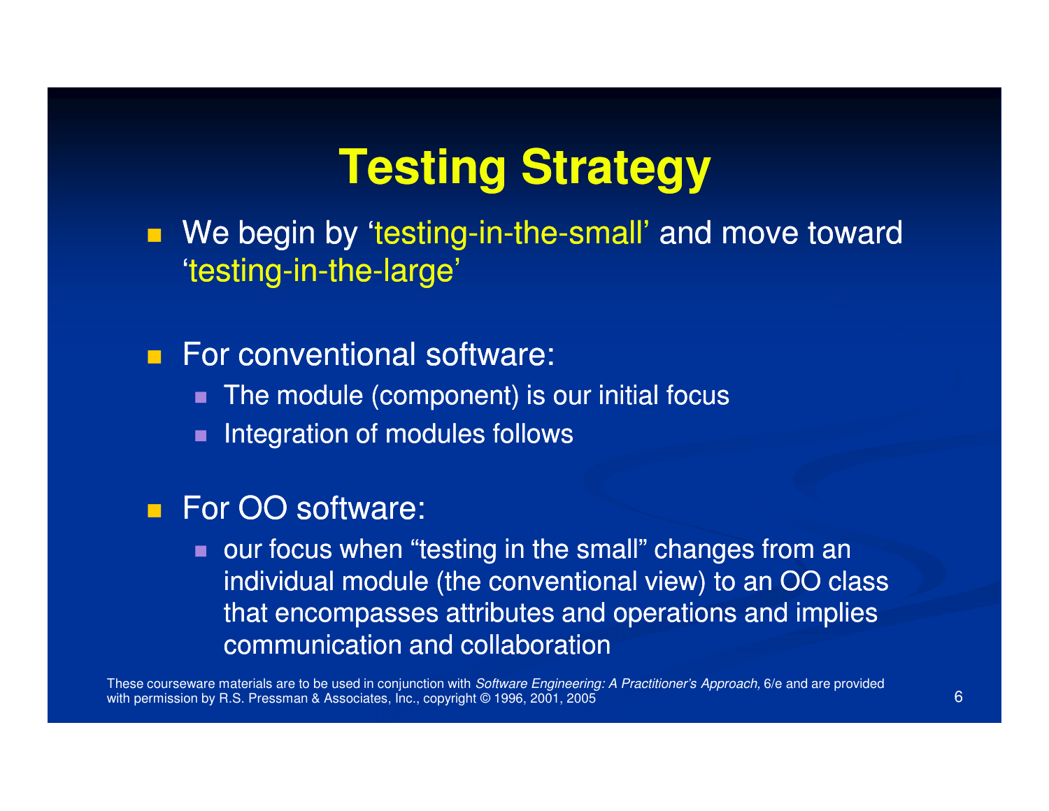# Testing Strategy

- We begin by 'testing-in-the-small' and move toward 'testing-in-the-large'

- For conventional software:
  - The module (component) is our initial focus
  - Integration of modules follows

- For OO software:
  - our focus when "testing in the small" changes from an individual module (the conventional view) to an OO class that encompasses attributes and operations and implies communication and collaboration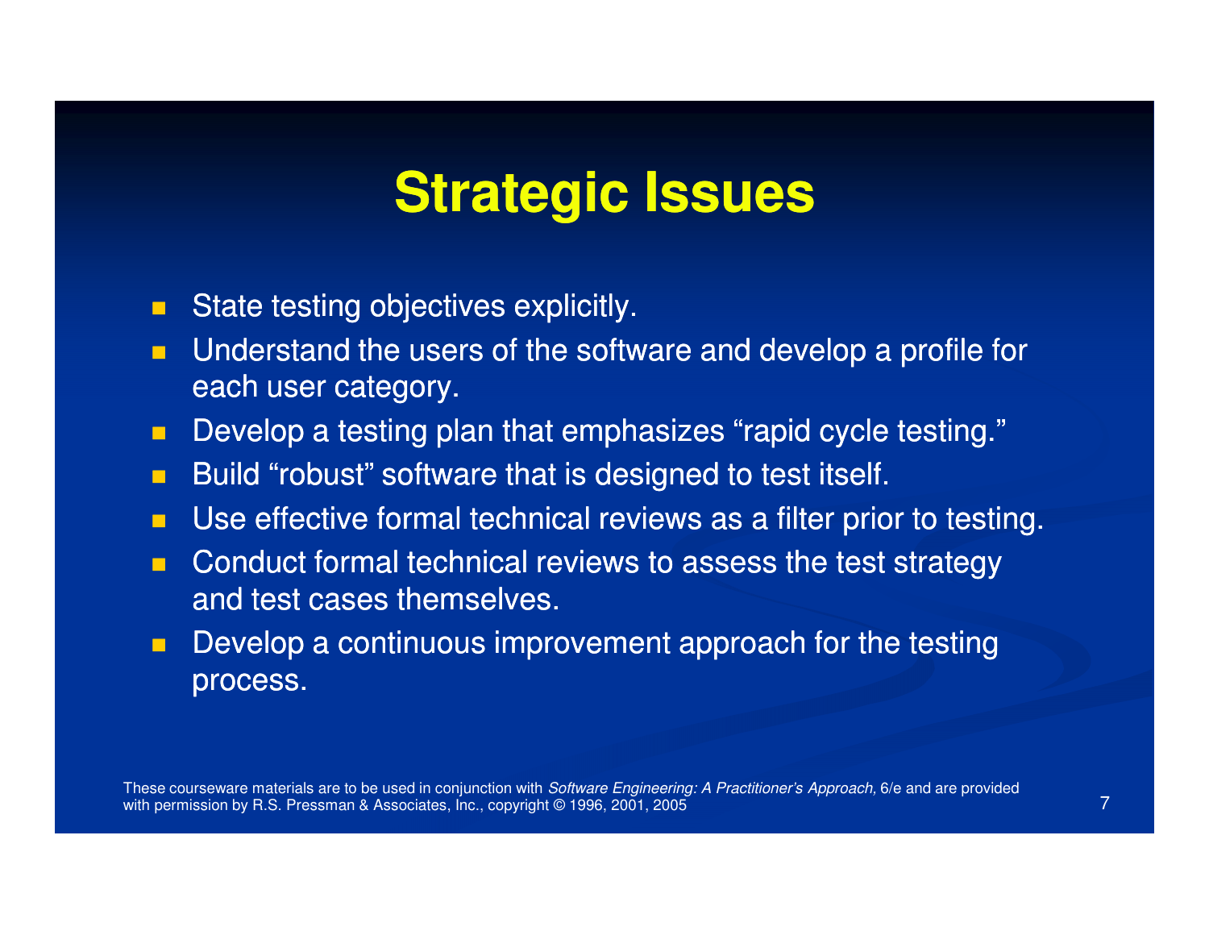# Strategic Issues

- State testing objectives explicitly.
- Understand the users of the software and develop a profile for each user category.
- Develop a testing plan that emphasizes “rapid cycle testing.”
- Build “robust” software that is designed to test itself.
- Use effective formal technical reviews as a filter prior to testing.
- Conduct formal technical reviews to assess the test strategy and test cases themselves.
- Develop a continuous improvement approach for the testing process.

These courseware materials are to be used in conjunction with *Software Engineering: A Practitioner's Approach,* 6/e and are provided with permission by R.S. Pressman & Associates, Inc., copyright © 1996, 2001, 2005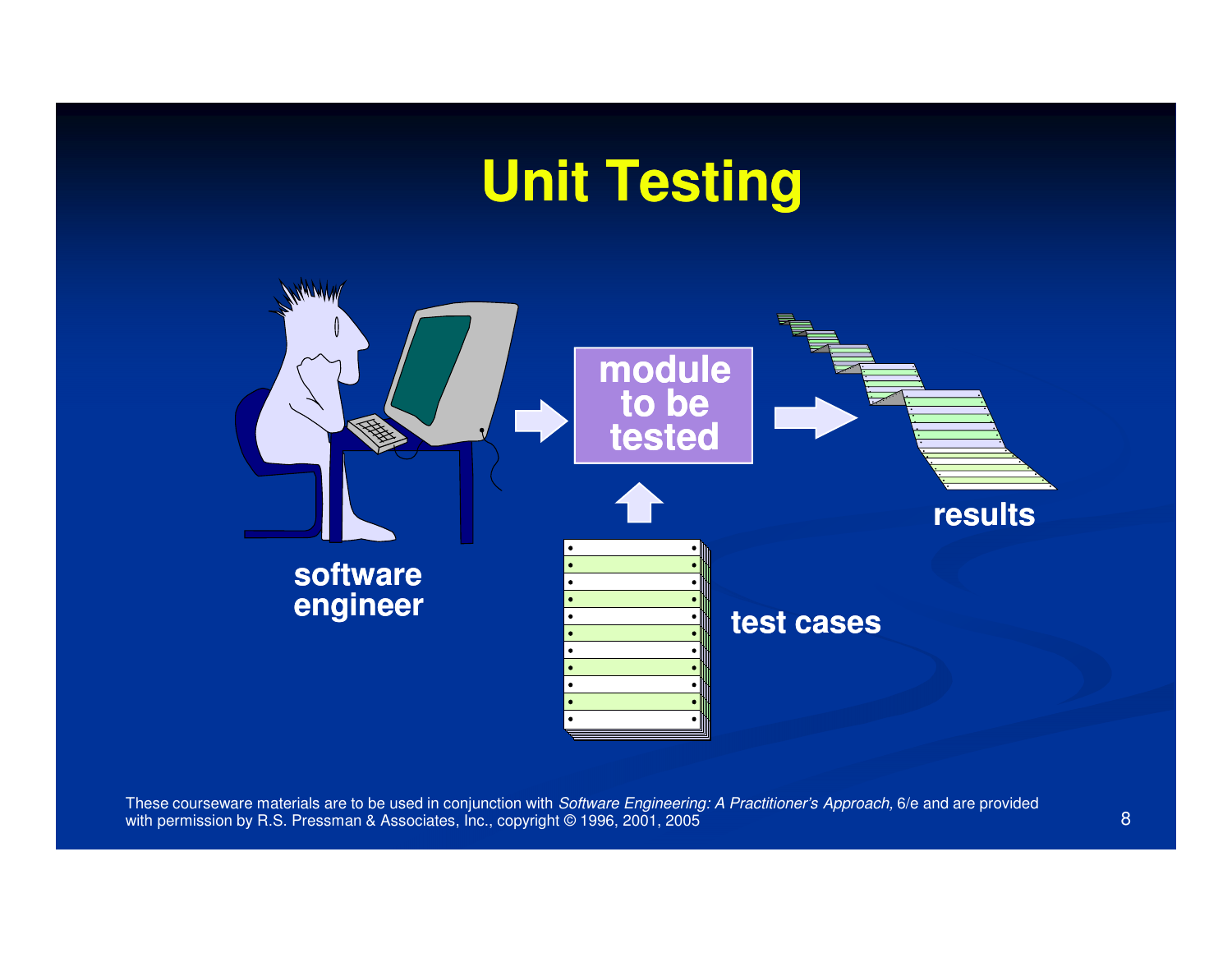# Unit Testing

software engineer

module to be tested

test cases

results

These courseware materials are to be used in conjunction with *Software Engineering: A Practitioner's Approach,* 6/e and are provided with permission by R.S. Pressman & Associates, Inc., copyright © 1996, 2001, 2005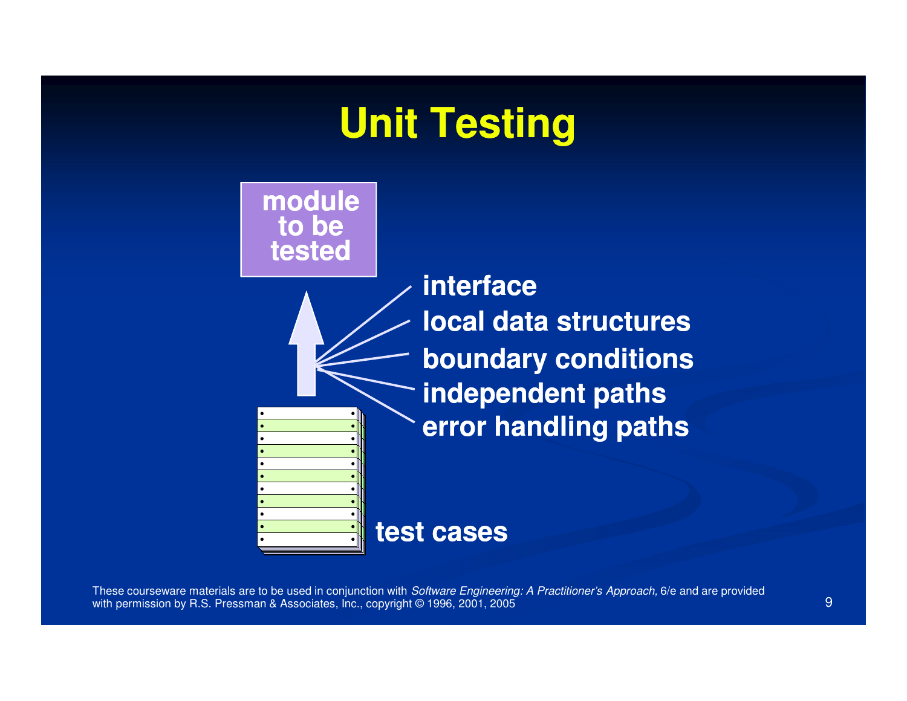# Unit Testing

module to be tested

- interface
- local data structures
- boundary conditions
- independent paths
- error handling paths

test cases

These courseware materials are to be used in conjunction with *Software Engineering: A Practitioner's Approach,* 6/e and are provided with permission by R.S. Pressman & Associates, Inc., copyright © 1996, 2001, 2005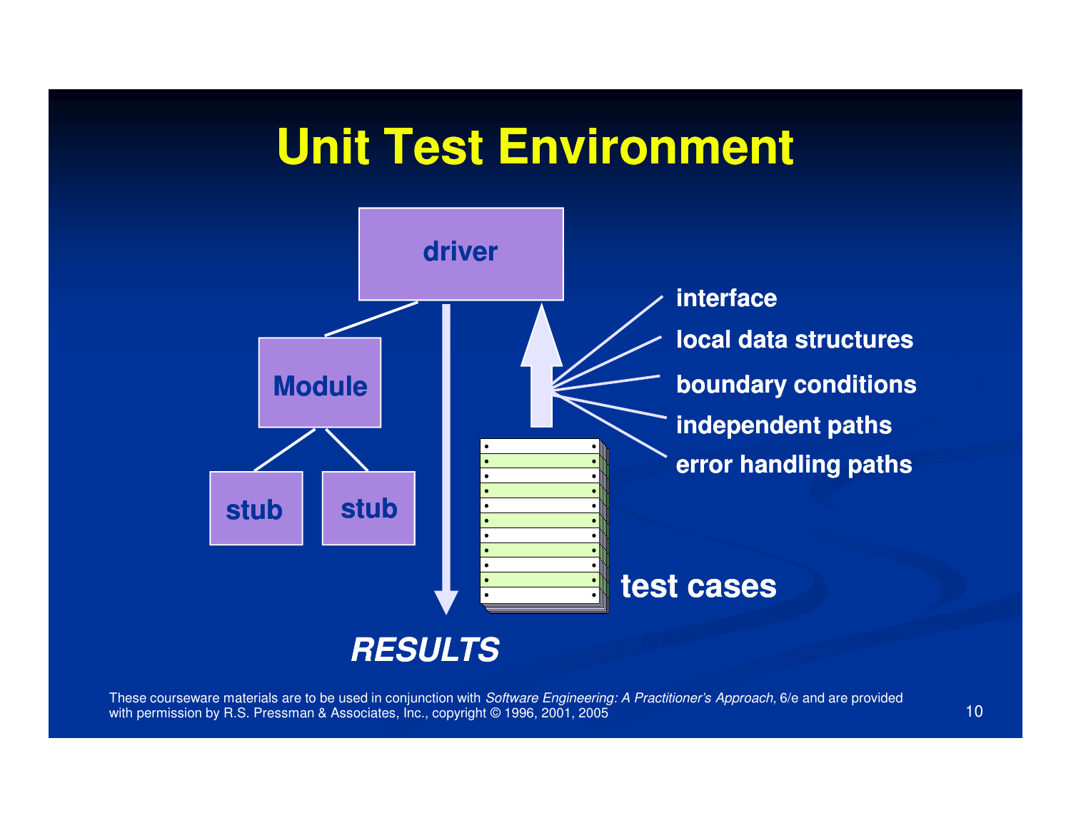# Unit Test Environment

driver

Module

stub

stub

RESULTS

interface

local data structures

boundary conditions

independent paths

error handling paths

test cases

These courseware materials are to be used in conjunction with *Software Engineering: A Practitioner's Approach,* 6/e and are provided with permission by R.S. Pressman & Associates, Inc., copyright © 1996, 2001, 2005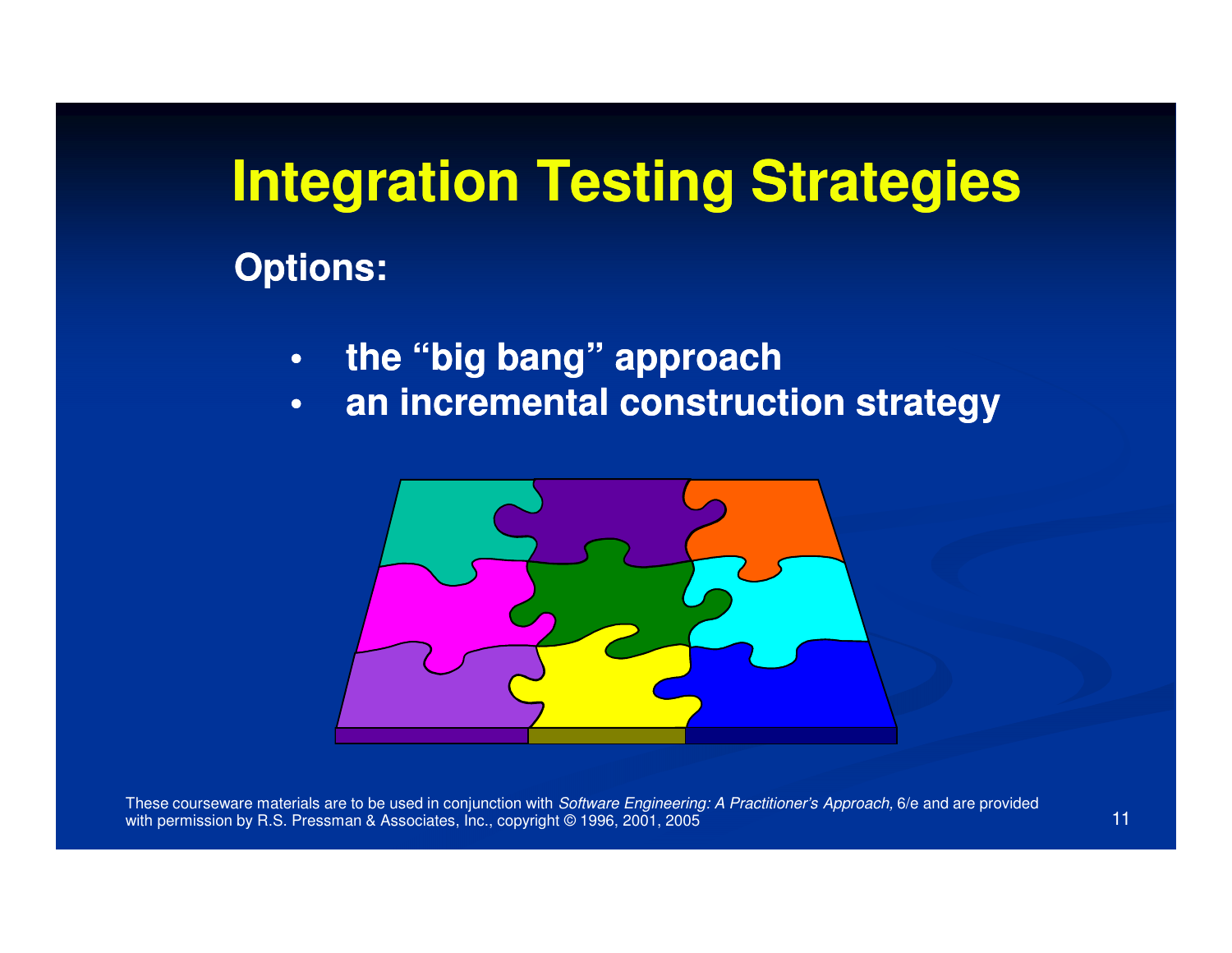# Integration Testing Strategies

**Options:**

- **the "big bang" approach**
- **an incremental construction strategy**

These courseware materials are to be used in conjunction with *Software Engineering: A Practitioner's Approach,* 6/e and are provided with permission by R.S. Pressman & Associates, Inc., copyright © 1996, 2001, 2005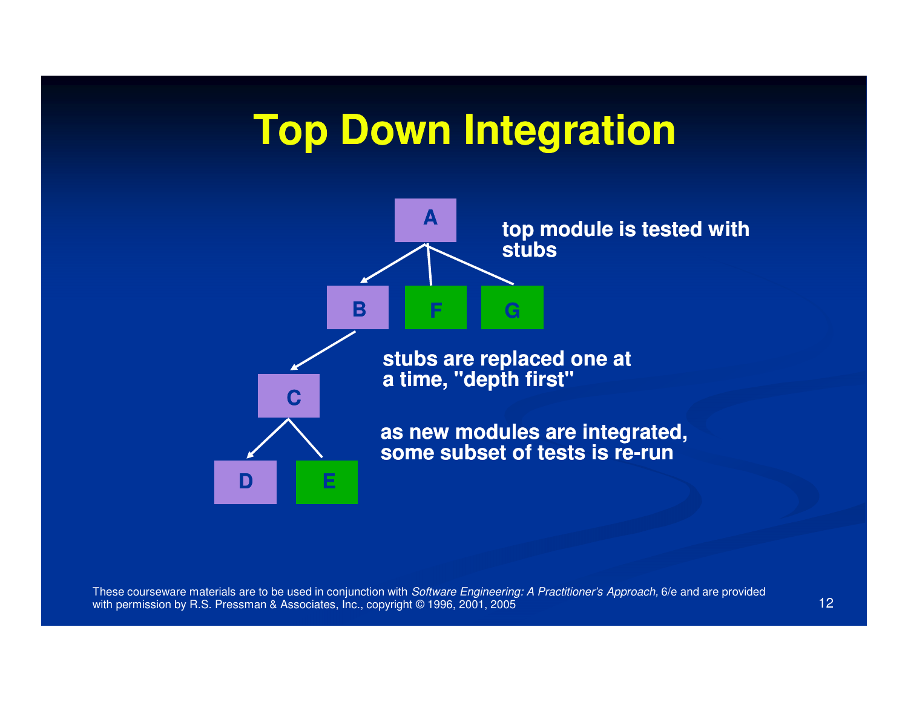# Top Down Integration

A

B F G

C

D E

top module is tested with stubs

stubs are replaced one at a time, "depth first"

as new modules are integrated, some subset of tests is re-run

These courseware materials are to be used in conjunction with *Software Engineering: A Practitioner's Approach,* 6/e and are provided with permission by R.S. Pressman & Associates, Inc., copyright © 1996, 2001, 2005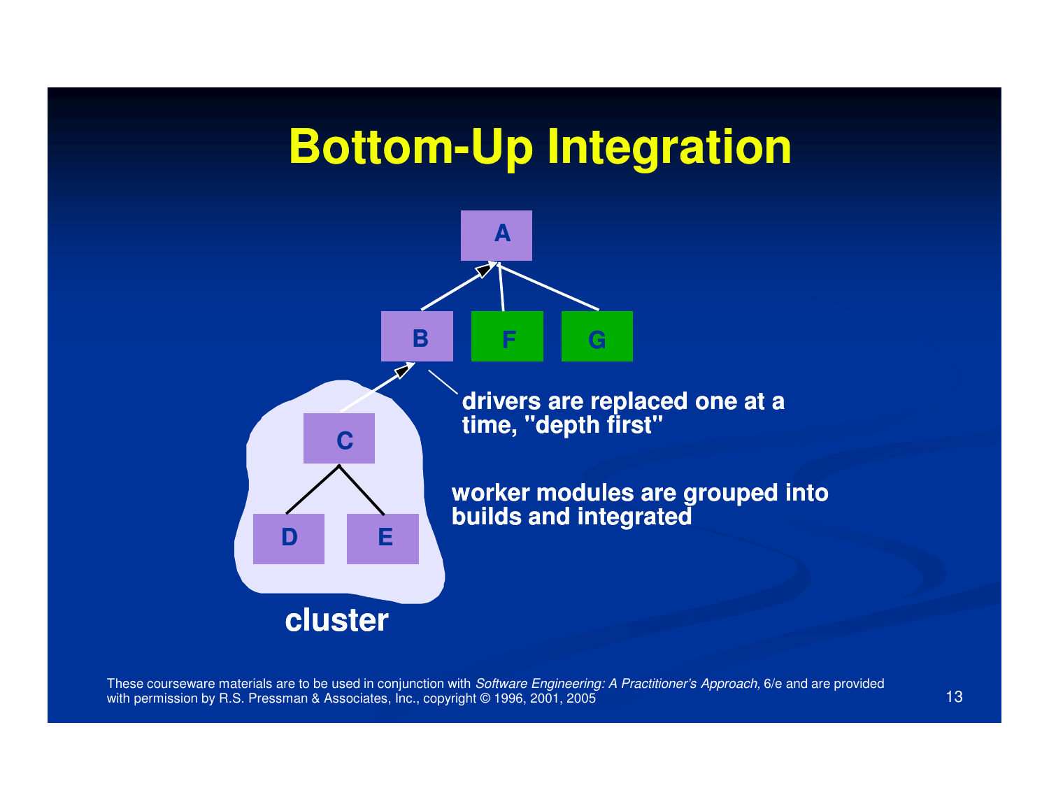# Bottom-Up Integration

A

B F G

C

D E

cluster

drivers are replaced one at a time, "depth first"

worker modules are grouped into builds and integrated

These courseware materials are to be used in conjunction with *Software Engineering: A Practitioner's Approach,* 6/e and are provided with permission by R.S. Pressman & Associates, Inc., copyright © 1996, 2001, 2005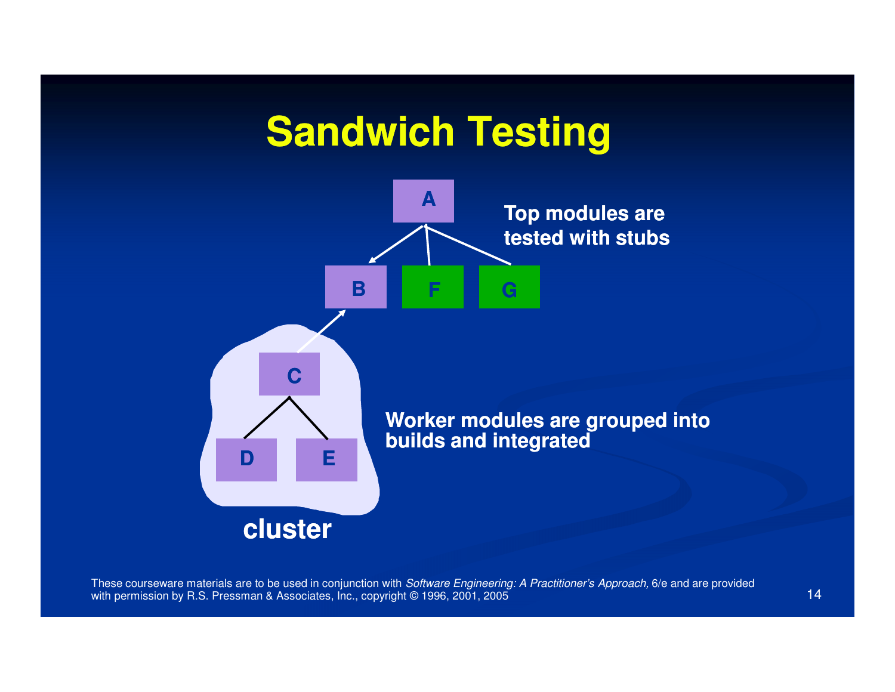# Sandwich Testing

A

Top modules are tested with stubs

B F G

C

D E

Worker modules are grouped into builds and integrated

cluster

These courseware materials are to be used in conjunction with *Software Engineering: A Practitioner's Approach,* 6/e and are provided with permission by R.S. Pressman & Associates, Inc., copyright © 1996, 2001, 2005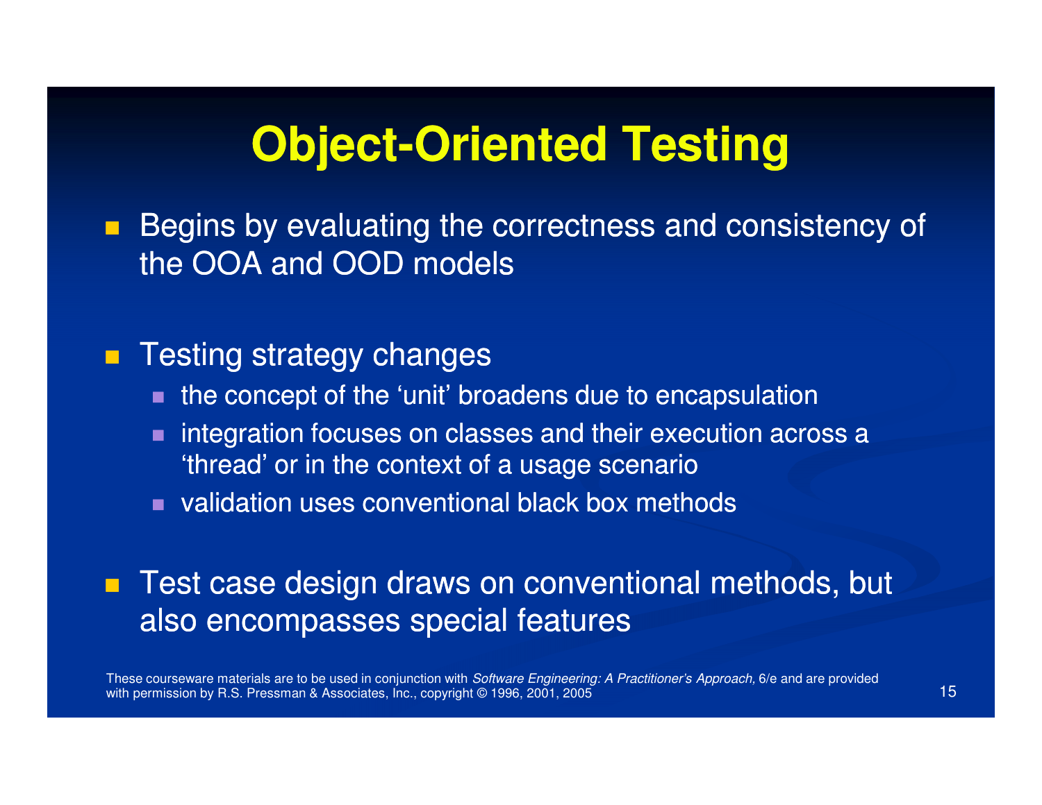# Object-Oriented Testing

- Begins by evaluating the correctness and consistency of the OOA and OOD models
- Testing strategy changes
  - the concept of the 'unit' broadens due to encapsulation
  - integration focuses on classes and their execution across a 'thread' or in the context of a usage scenario
  - validation uses conventional black box methods
- Test case design draws on conventional methods, but also encompasses special features

These courseware materials are to be used in conjunction with *Software Engineering: A Practitioner's Approach,* 6/e and are provided with permission by R.S. Pressman & Associates, Inc., copyright © 1996, 2001, 2005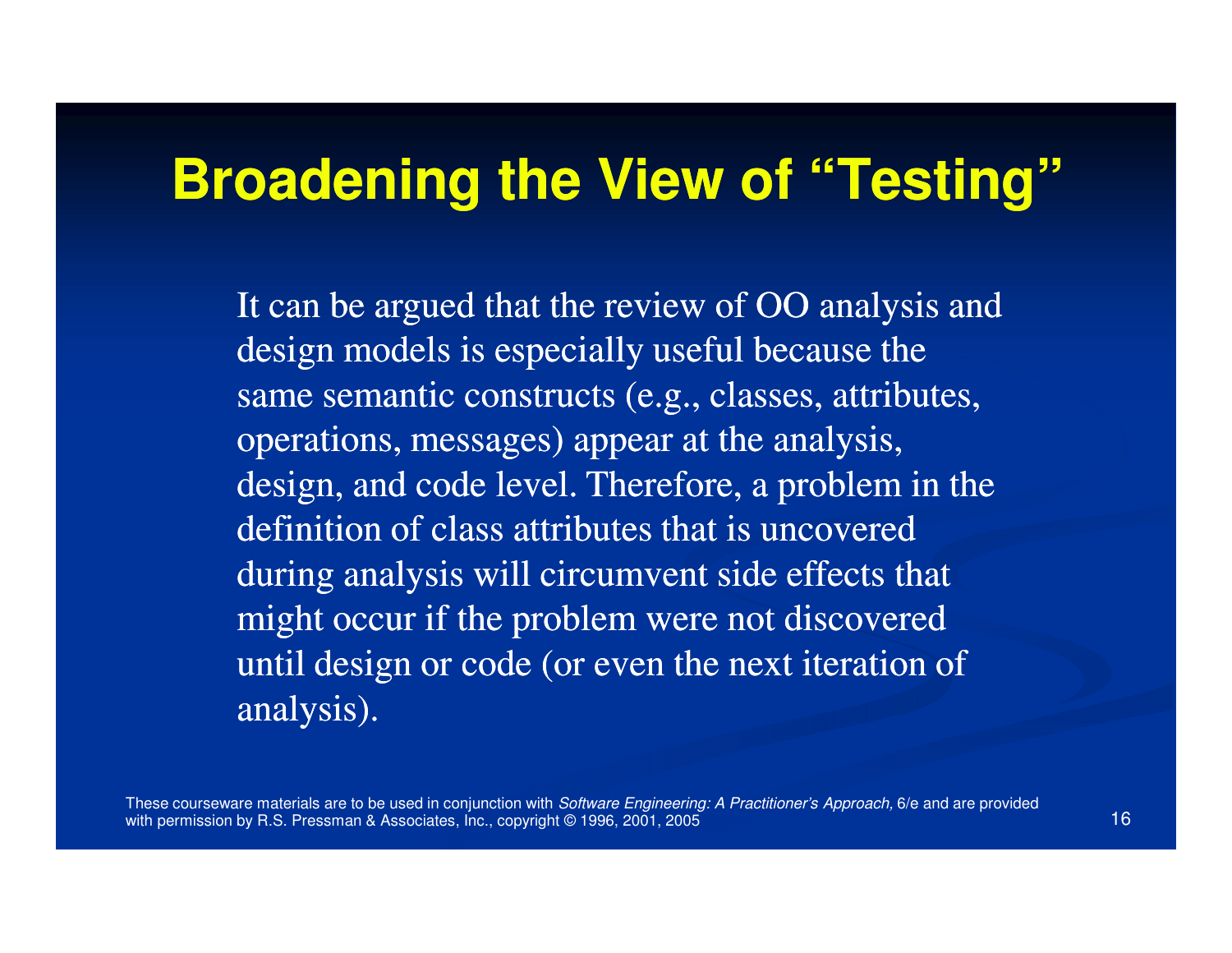# Broadening the View of "Testing"

It can be argued that the review of OO analysis and design models is especially useful because the same semantic constructs (e.g., classes, attributes, operations, messages) appear at the analysis, design, and code level. Therefore, a problem in the definition of class attributes that is uncovered during analysis will circumvent side effects that might occur if the problem were not discovered until design or code (or even the next iteration of analysis).

These courseware materials are to be used in conjunction with *Software Engineering: A Practitioner's Approach,* 6/e and are provided with permission by R.S. Pressman & Associates, Inc., copyright © 1996, 2001, 2005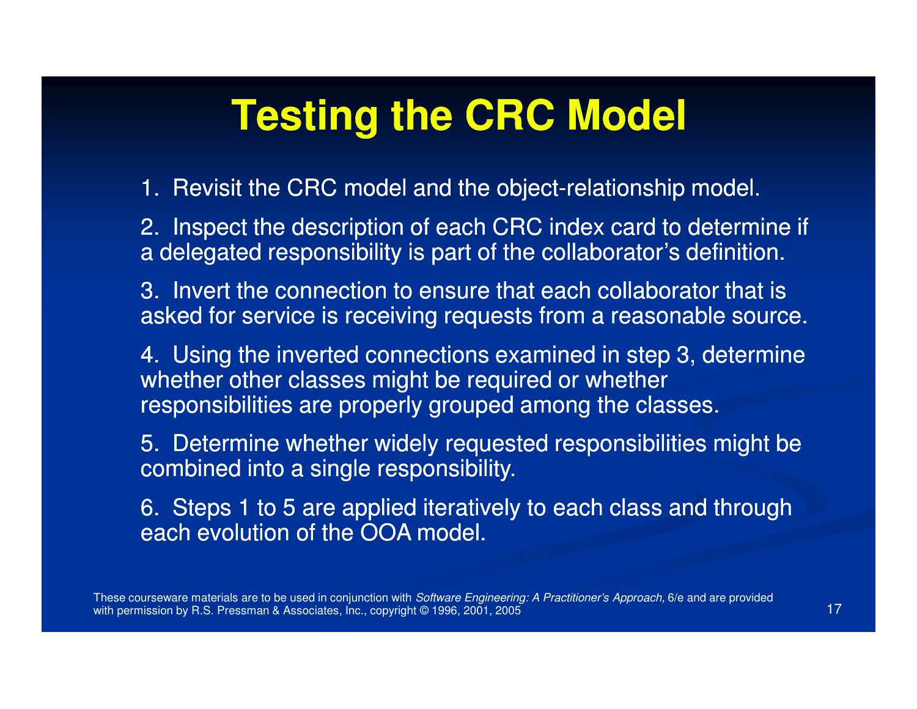# Testing the CRC Model

1. Revisit the CRC model and the object-relationship model.

2. Inspect the description of each CRC index card to determine if a delegated responsibility is part of the collaborator's definition.

3. Invert the connection to ensure that each collaborator that is asked for service is receiving requests from a reasonable source.

4. Using the inverted connections examined in step 3, determine whether other classes might be required or whether responsibilities are properly grouped among the classes.

5. Determine whether widely requested responsibilities might be combined into a single responsibility.

6. Steps 1 to 5 are applied iteratively to each class and through each evolution of the OOA model.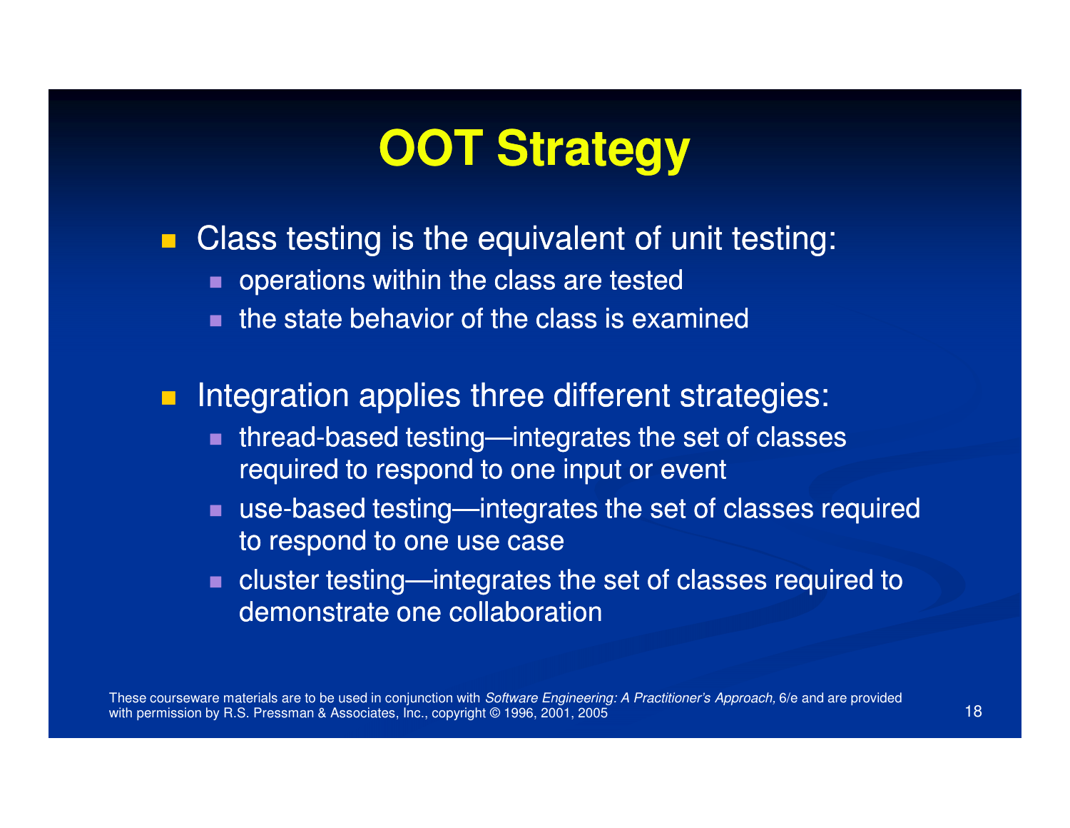# OOT Strategy

- Class testing is the equivalent of unit testing:
  - operations within the class are tested
  - the state behavior of the class is examined
- Integration applies three different strategies:
  - thread-based testing—integrates the set of classes required to respond to one input or event
  - use-based testing—integrates the set of classes required to respond to one use case
  - cluster testing—integrates the set of classes required to demonstrate one collaboration

These courseware materials are to be used in conjunction with *Software Engineering: A Practitioner's Approach,* 6/e and are provided with permission by R.S. Pressman & Associates, Inc., copyright © 1996, 2001, 2005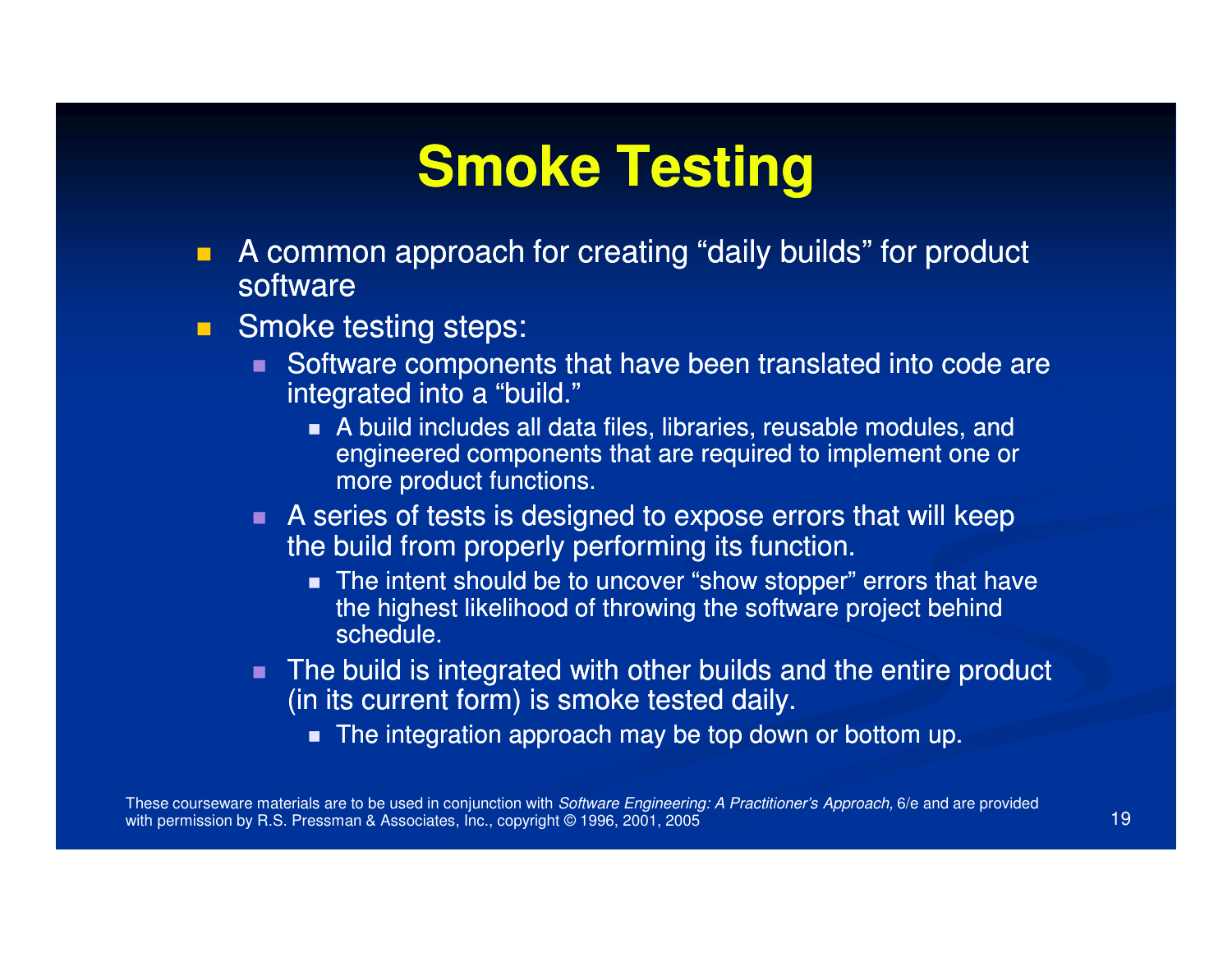# Smoke Testing

- A common approach for creating "daily builds" for product software
- Smoke testing steps:
  - Software components that have been translated into code are integrated into a "build."
    - A build includes all data files, libraries, reusable modules, and engineered components that are required to implement one or more product functions.
  - A series of tests is designed to expose errors that will keep the build from properly performing its function.
    - The intent should be to uncover "show stopper" errors that have the highest likelihood of throwing the software project behind schedule.
  - The build is integrated with other builds and the entire product (in its current form) is smoke tested daily.
    - The integration approach may be top down or bottom up.

These courseware materials are to be used in conjunction with *Software Engineering: A Practitioner's Approach,* 6/e and are provided with permission by R.S. Pressman & Associates, Inc., copyright © 1996, 2001, 2005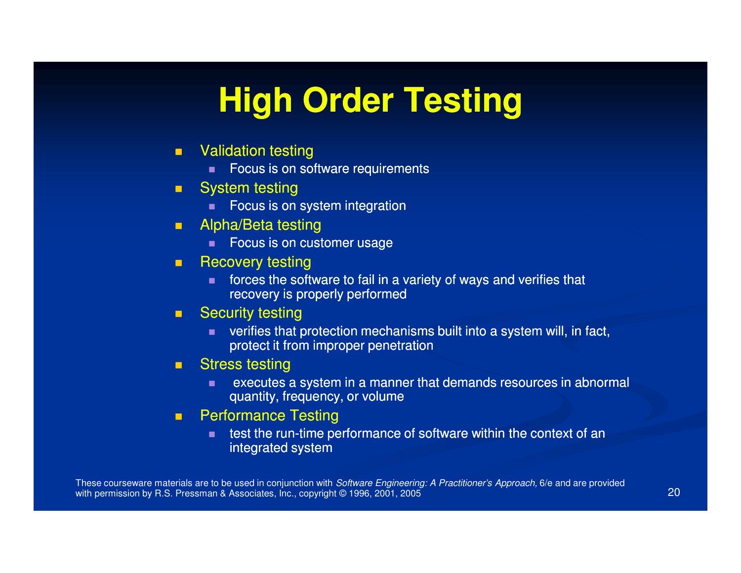# High Order Testing

- Validation testing
  - Focus is on software requirements
- System testing
  - Focus is on system integration
- Alpha/Beta testing
  - Focus is on customer usage
- Recovery testing
  - forces the software to fail in a variety of ways and verifies that recovery is properly performed
- Security testing
  - verifies that protection mechanisms built into a system will, in fact, protect it from improper penetration
- Stress testing
  - executes a system in a manner that demands resources in abnormal quantity, frequency, or volume
- Performance Testing
  - test the run-time performance of software within the context of an integrated system

These courseware materials are to be used in conjunction with *Software Engineering: A Practitioner's Approach,* 6/e and are provided with permission by R.S. Pressman & Associates, Inc., copyright © 1996, 2001, 2005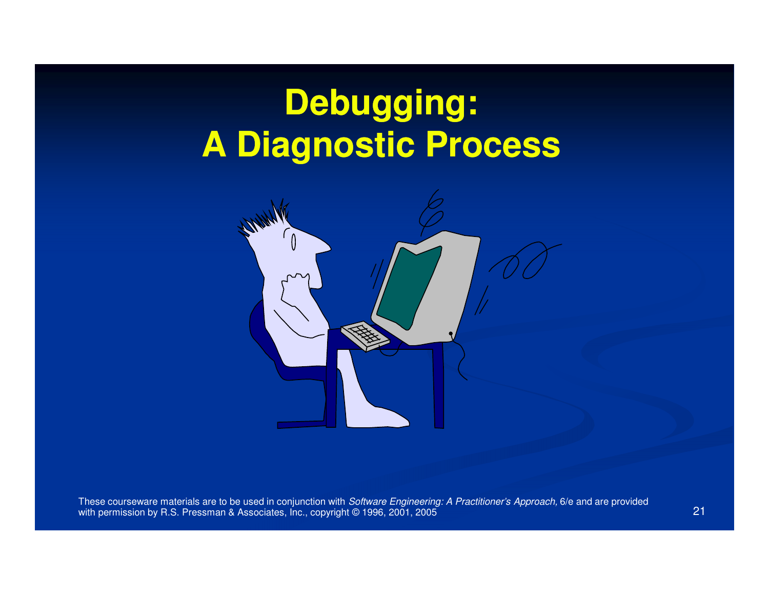# Debugging: A Diagnostic Process

These courseware materials are to be used in conjunction with *Software Engineering: A Practitioner's Approach,* 6/e and are provided with permission by R.S. Pressman & Associates, Inc., copyright © 1996, 2001, 2005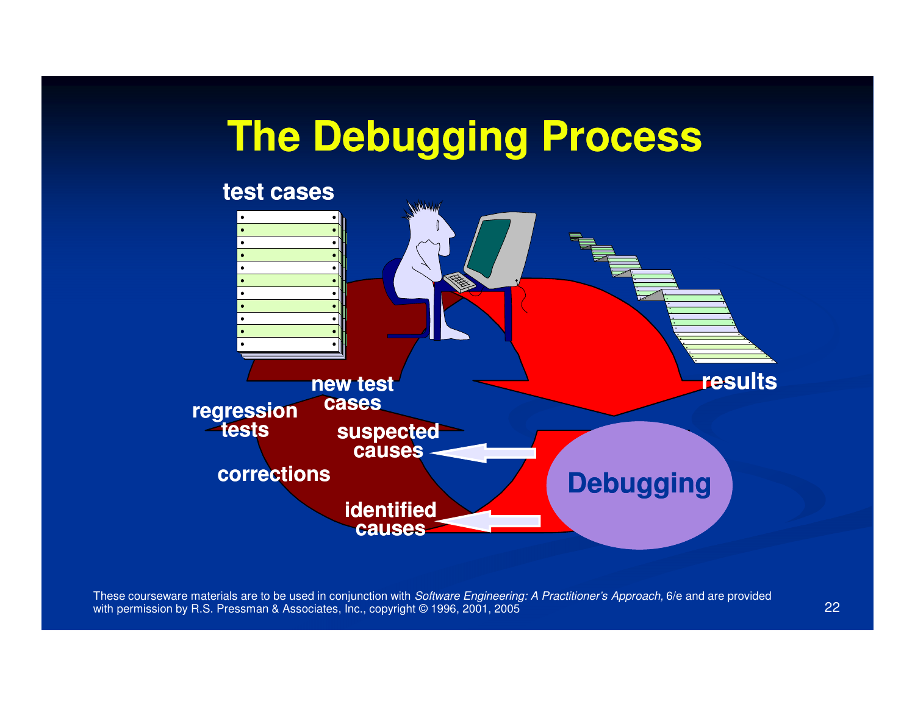# The Debugging Process

test cases

results

Debugging

suspected causes

identified causes

corrections

regression tests

new test cases

These courseware materials are to be used in conjunction with *Software Engineering: A Practitioner's Approach,* 6/e and are provided with permission by R.S. Pressman & Associates, Inc., copyright © 1996, 2001, 2005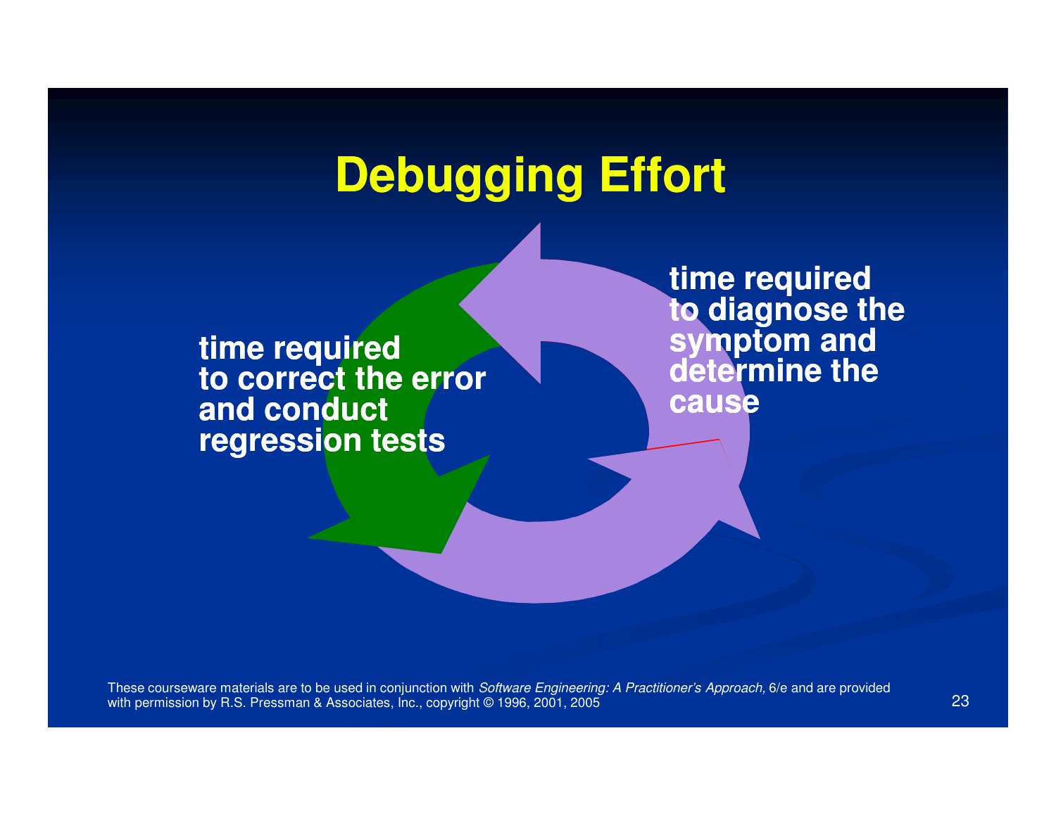# Debugging Effort

time required to correct the error and conduct regression tests

time required to diagnose the symptom and determine the cause

These courseware materials are to be used in conjunction with *Software Engineering: A Practitioner's Approach,* 6/e and are provided with permission by R.S. Pressman & Associates, Inc., copyright © 1996, 2001, 2005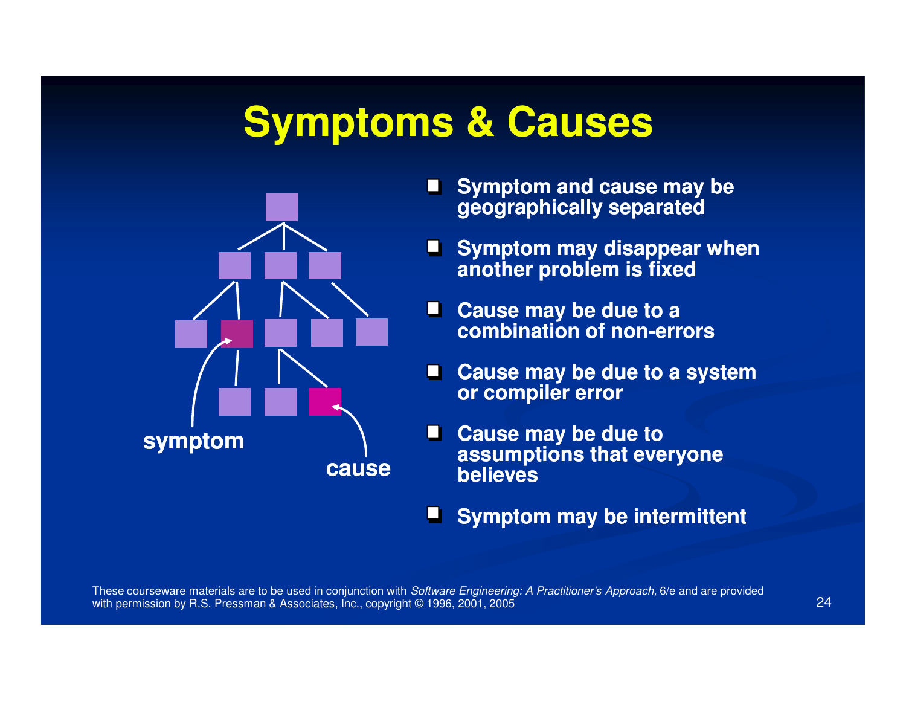# Symptoms & Causes

symptom

cause

- Symptom and cause may be geographically separated
- Symptom may disappear when another problem is fixed
- Cause may be due to a combination of non-errors
- Cause may be due to a system or compiler error
- Cause may be due to assumptions that everyone believes
- Symptom may be intermittent

These courseware materials are to be used in conjunction with *Software Engineering: A Practitioner's Approach,* 6/e and are provided with permission by R.S. Pressman & Associates, Inc., copyright © 1996, 2001, 2005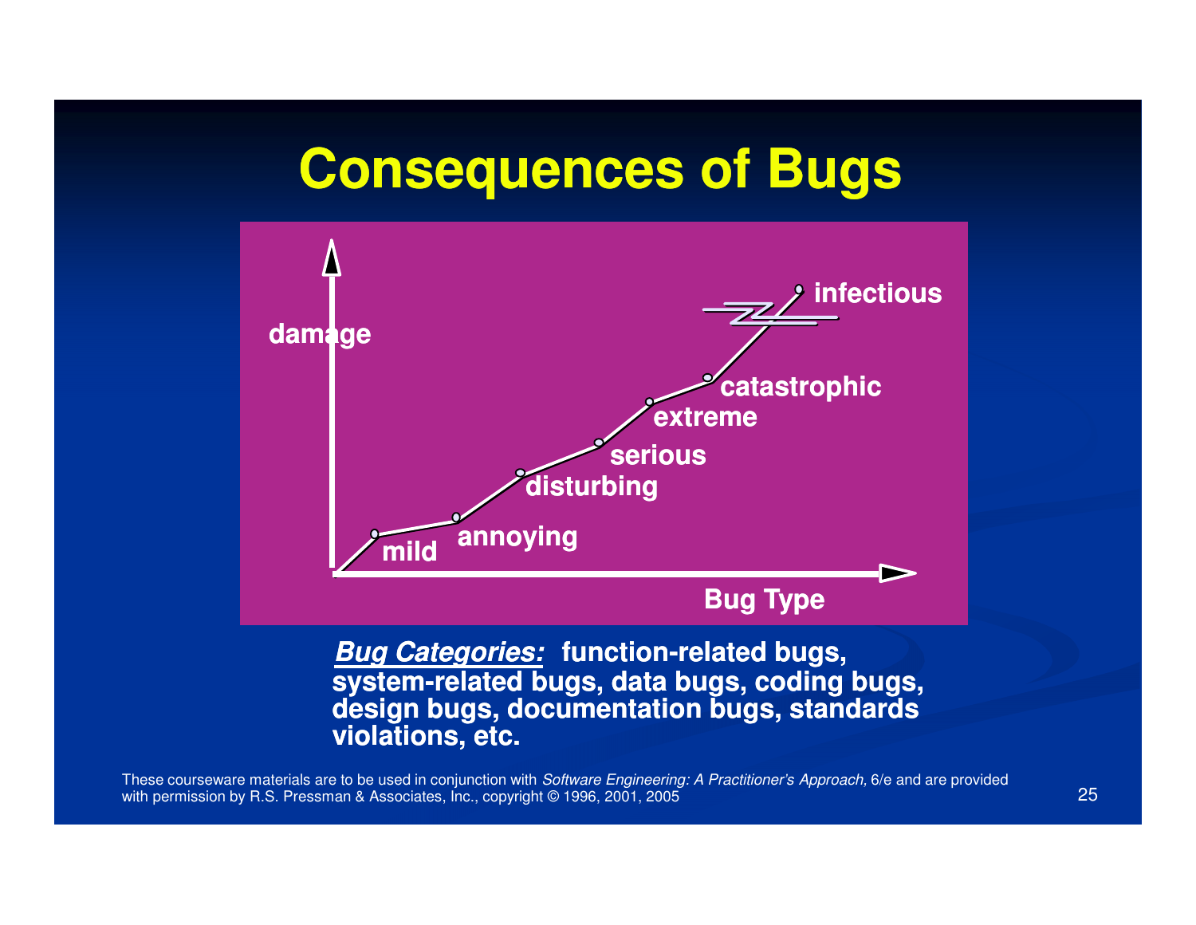# Consequences of Bugs

damage

infectious

catastrophic

extreme

serious

disturbing

annoying

mild

Bug Type

***Bug Categories:*** **function-related bugs, system-related bugs, data bugs, coding bugs, design bugs, documentation bugs, standards violations, etc.**

These courseware materials are to be used in conjunction with *Software Engineering: A Practitioner's Approach,* 6/e and are provided with permission by R.S. Pressman & Associates, Inc., copyright © 1996, 2001, 2005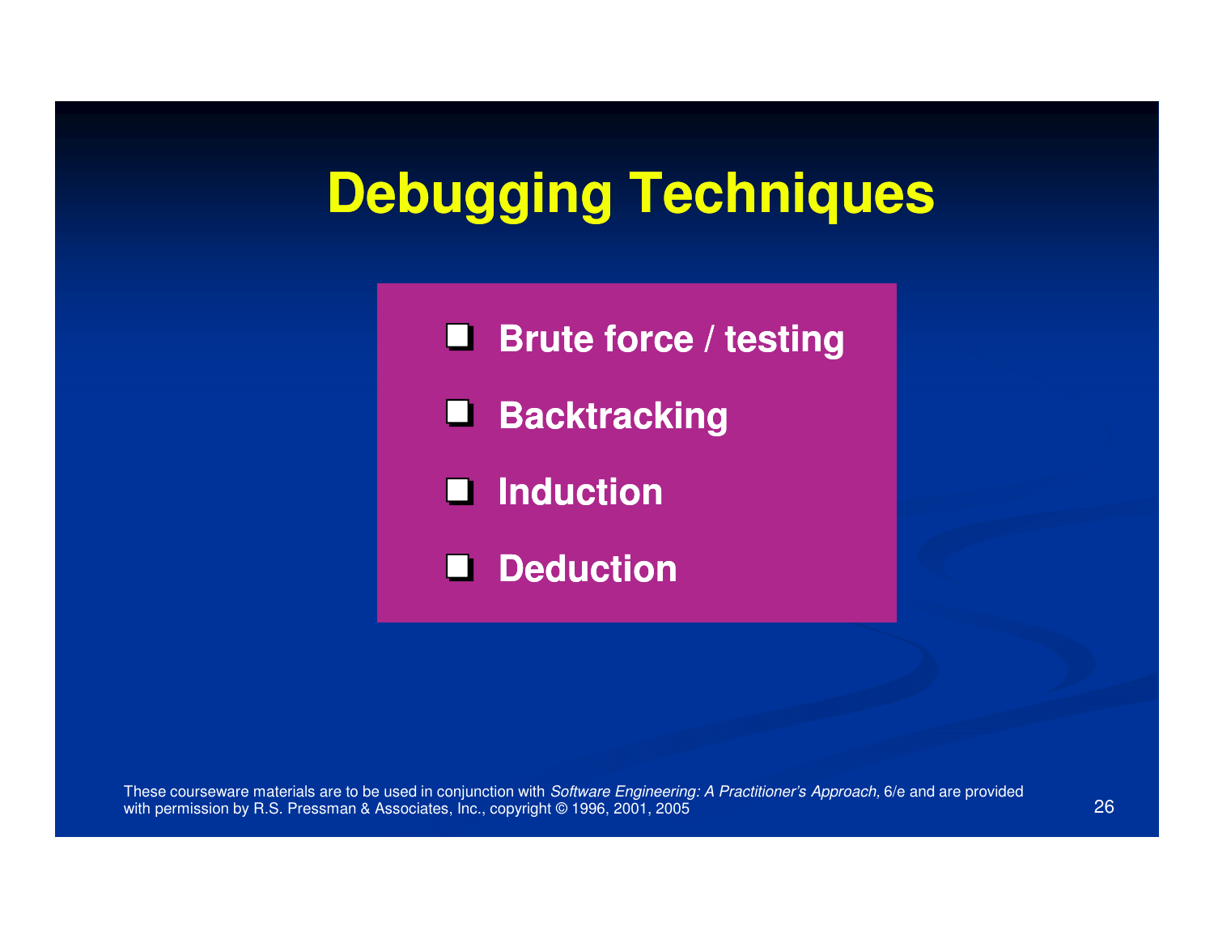# Debugging Techniques

- Brute force / testing
- Backtracking
- Induction
- Deduction

These courseware materials are to be used in conjunction with *Software Engineering: A Practitioner's Approach,* 6/e and are provided with permission by R.S. Pressman & Associates, Inc., copyright © 1996, 2001, 2005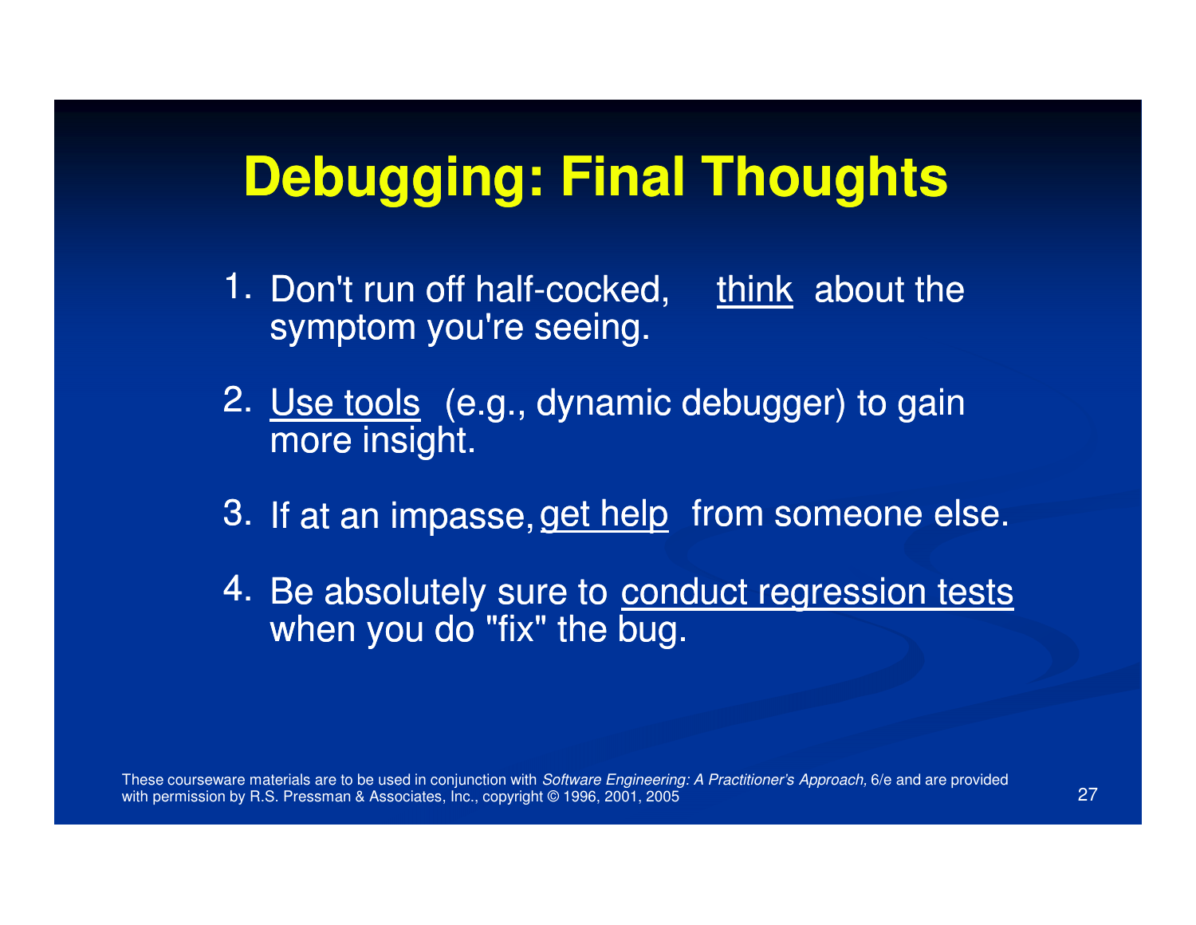# Debugging: Final Thoughts

1. Don't run off half-cocked, think about the symptom you're seeing.
2. Use tools (e.g., dynamic debugger) to gain more insight.
3. If at an impasse, get help from someone else.
4. Be absolutely sure to conduct regression tests when you do "fix" the bug.

These courseware materials are to be used in conjunction with *Software Engineering: A Practitioner's Approach,* 6/e and are provided with permission by R.S. Pressman & Associates, Inc., copyright © 1996, 2001, 2005